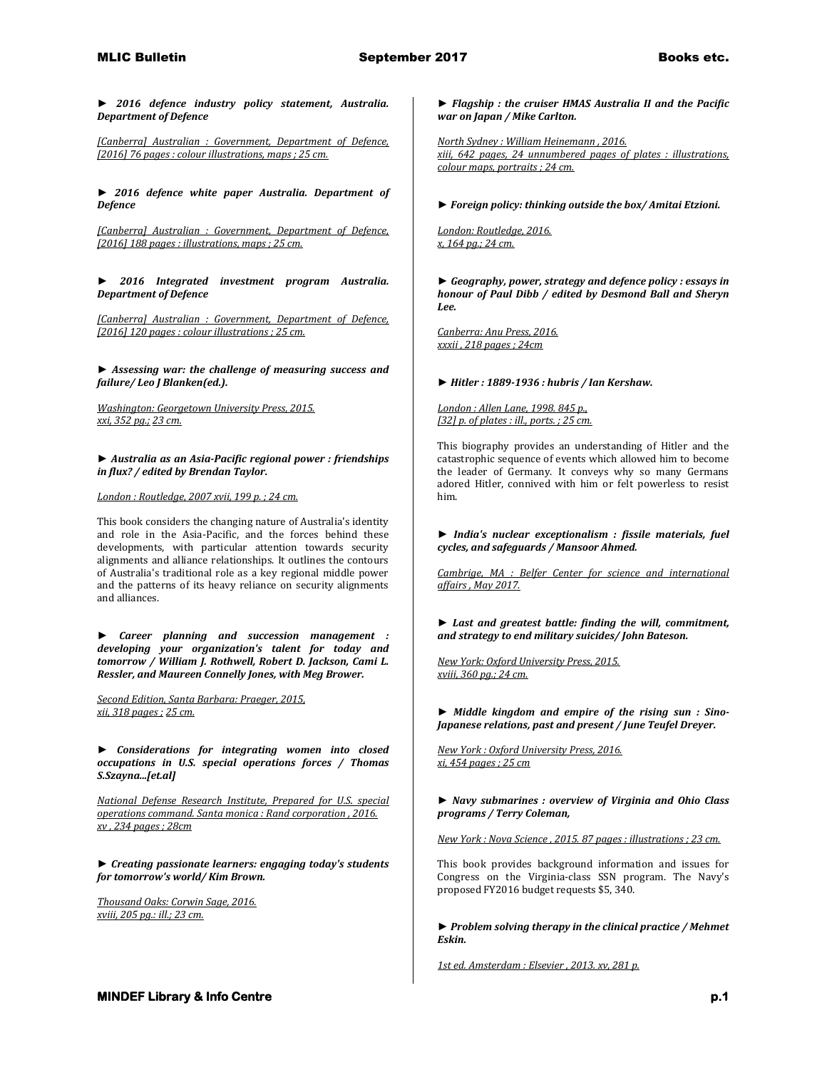► ***2016 defence industry policy statement, Australia. Department of Defence***

*[Canberra] Australian : Government, Department of Defence, [2016] 76 pages : colour illustrations, maps ; 25 cm.*

► ***2016 defence white paper Australia. Department of Defence***

*[Canberra] Australian : Government, Department of Defence, [2016] 188 pages : illustrations, maps ; 25 cm.*

► ***2016 Integrated investment program Australia. Department of Defence***

*[Canberra] Australian : Government, Department of Defence, [2016] 120 pages : colour illustrations ; 25 cm.*

► ***Assessing war: the challenge of measuring success and failure/ Leo J Blanken(ed.).***

*Washington: Georgetown University Press, 2015.*
*xxi, 352 pg.; 23 cm.*

► ***Australia as an Asia-Pacific regional power : friendships in flux? / edited by Brendan Taylor.***

*London : Routledge, 2007 xvii, 199 p. ; 24 cm.*

This book considers the changing nature of Australia's identity and role in the Asia-Pacific, and the forces behind these developments, with particular attention towards security alignments and alliance relationships. It outlines the contours of Australia's traditional role as a key regional middle power and the patterns of its heavy reliance on security alignments and alliances.

► ***Career planning and succession management : developing your organization's talent for today and tomorrow / William J. Rothwell, Robert D. Jackson, Cami L. Ressler, and Maureen Connelly Jones, with Meg Brower.***

*Second Edition, Santa Barbara: Praeger, 2015,*
*xii, 318 pages ; 25 cm.*

► ***Considerations for integrating women into closed occupations in U.S. special operations forces / Thomas S.Szayna...[et.al]***

*National Defense Research Institute, Prepared for U.S. special operations command. Santa monica : Rand corporation , 2016. xv , 234 pages ; 28cm*

► ***Creating passionate learners: engaging today's students for tomorrow's world/ Kim Brown.***

*Thousand Oaks: Corwin Sage, 2016.*
*xviii, 205 pg.: ill.; 23 cm.*

► ***Flagship : the cruiser HMAS Australia II and the Pacific war on Japan / Mike Carlton.***

*North Sydney : William Heinemann , 2016.*
*xiii, 642 pages, 24 unnumbered pages of plates : illustrations, colour maps, portraits ; 24 cm.*

► ***Foreign policy: thinking outside the box/ Amitai Etzioni.***

*London: Routledge, 2016.*
*x, 164 pg.; 24 cm.*

► ***Geography, power, strategy and defence policy : essays in honour of Paul Dibb / edited by Desmond Ball and Sheryn Lee.***

*Canberra: Anu Press, 2016.*
*xxxii , 218 pages ; 24cm*

► ***Hitler : 1889-1936 : hubris / Ian Kershaw.***

*London : Allen Lane, 1998. 845 p.,*
*[32] p. of plates : ill., ports. ; 25 cm.*

This biography provides an understanding of Hitler and the catastrophic sequence of events which allowed him to become the leader of Germany. It conveys why so many Germans adored Hitler, connived with him or felt powerless to resist him.

► ***India's nuclear exceptionalism : fissile materials, fuel cycles, and safeguards / Mansoor Ahmed.***

*Cambrige, MA : Belfer Center for science and international affairs , May 2017.*

► ***Last and greatest battle: finding the will, commitment, and strategy to end military suicides/ John Bateson.***

*New York: Oxford University Press, 2015.*
*xviii, 360 pg.; 24 cm.*

► ***Middle kingdom and empire of the rising sun : Sino-Japanese relations, past and present / June Teufel Dreyer.***

*New York : Oxford University Press, 2016.*
*xi, 454 pages ; 25 cm*

► ***Navy submarines : overview of Virginia and Ohio Class programs / Terry Coleman,***

*New York : Nova Science , 2015. 87 pages : illustrations ; 23 cm.*

This book provides background information and issues for Congress on the Virginia-class SSN program. The Navy's proposed FY2016 budget requests $5, 340.

► ***Problem solving therapy in the clinical practice / Mehmet Eskin.***

*1st ed. Amsterdam : Elsevier , 2013. xv, 281 p.*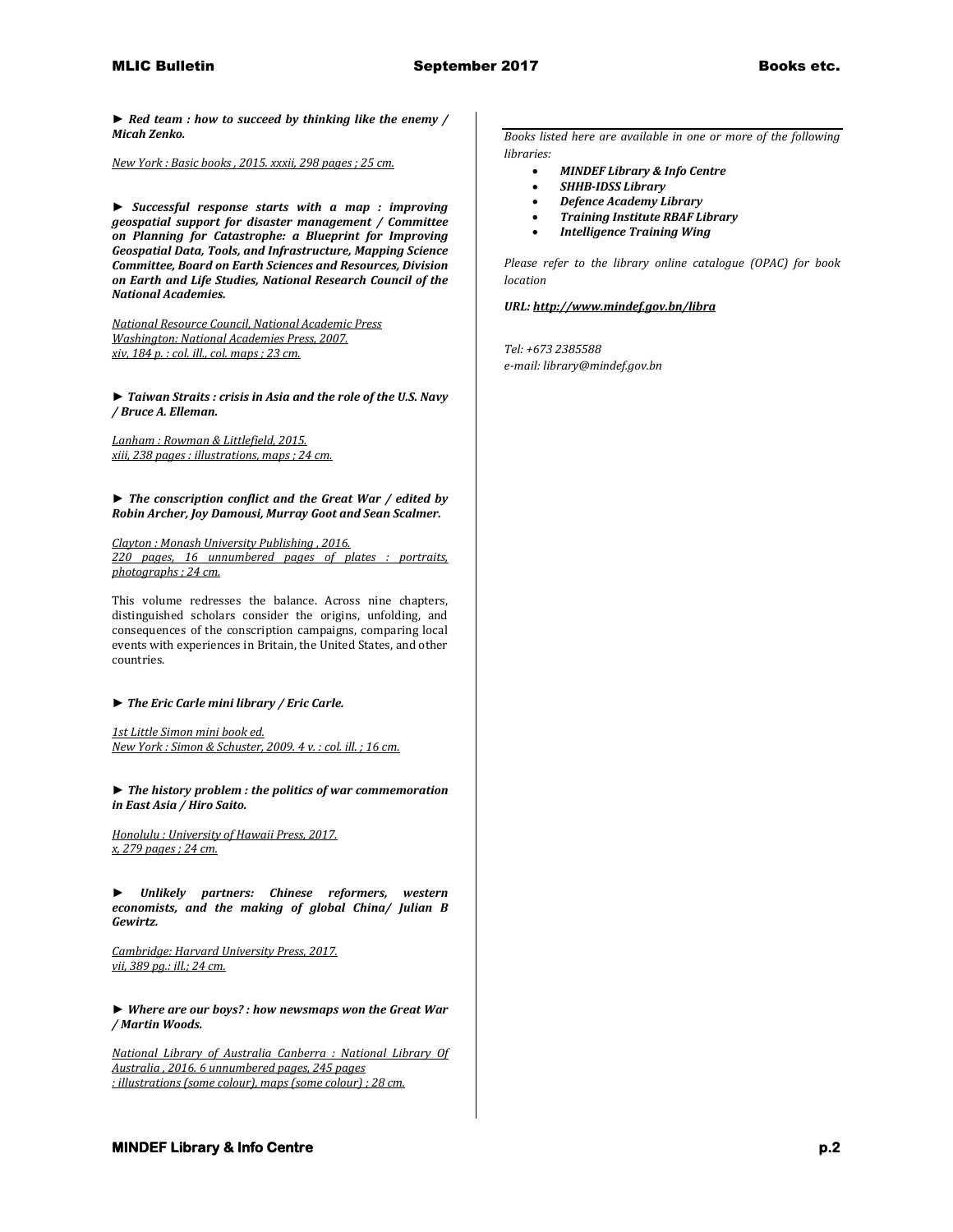► ***Red team : how to succeed by thinking like the enemy / Micah Zenko.***

*New York : Basic books , 2015. xxxii, 298 pages ; 25 cm.*

► ***Successful response starts with a map : improving geospatial support for disaster management / Committee on Planning for Catastrophe: a Blueprint for Improving Geospatial Data, Tools, and Infrastructure, Mapping Science Committee, Board on Earth Sciences and Resources, Division on Earth and Life Studies, National Research Council of the National Academies.***

*National Resource Council, National Academic Press*
*Washington: National Academies Press, 2007.*
*xiv, 184 p. : col. ill., col. maps ; 23 cm.*

► ***Taiwan Straits : crisis in Asia and the role of the U.S. Navy / Bruce A. Elleman.***

*Lanham : Rowman & Littlefield, 2015.*
*xiii, 238 pages : illustrations, maps ; 24 cm.*

► ***The conscription conflict and the Great War / edited by Robin Archer, Joy Damousi, Murray Goot and Sean Scalmer.***

*Clayton : Monash University Publishing , 2016.*
*220 pages, 16 unnumbered pages of plates : portraits, photographs ; 24 cm.*

This volume redresses the balance. Across nine chapters, distinguished scholars consider the origins, unfolding, and consequences of the conscription campaigns, comparing local events with experiences in Britain, the United States, and other countries.

► ***The Eric Carle mini library / Eric Carle.***

*1st Little Simon mini book ed.*
*New York : Simon & Schuster, 2009. 4 v. : col. ill. ; 16 cm.*

► ***The history problem : the politics of war commemoration in East Asia / Hiro Saito.***

*Honolulu : University of Hawaii Press, 2017.*
*x, 279 pages ; 24 cm.*

► ***Unlikely partners: Chinese reformers, western economists, and the making of global China/ Julian B Gewirtz.***

*Cambridge: Harvard University Press, 2017.*
*vii, 389 pg.: ill.; 24 cm.*

► ***Where are our boys? : how newsmaps won the Great War / Martin Woods.***

*National Library of Australia Canberra : National Library Of Australia , 2016. 6 unnumbered pages, 245 pages*
*: illustrations (some colour), maps (some colour) ; 28 cm.*

---

*Books listed here are available in one or more of the following libraries:*

- ***MINDEF Library & Info Centre***
- ***SHHB-IDSS Library***
- ***Defence Academy Library***
- ***Training Institute RBAF Library***
- ***Intelligence Training Wing***

*Please refer to the library online catalogue (OPAC) for book location*

***URL: http://www.mindef.gov.bn/libra***

*Tel: +673 2385588*
*e-mail: library@mindef.gov.bn*